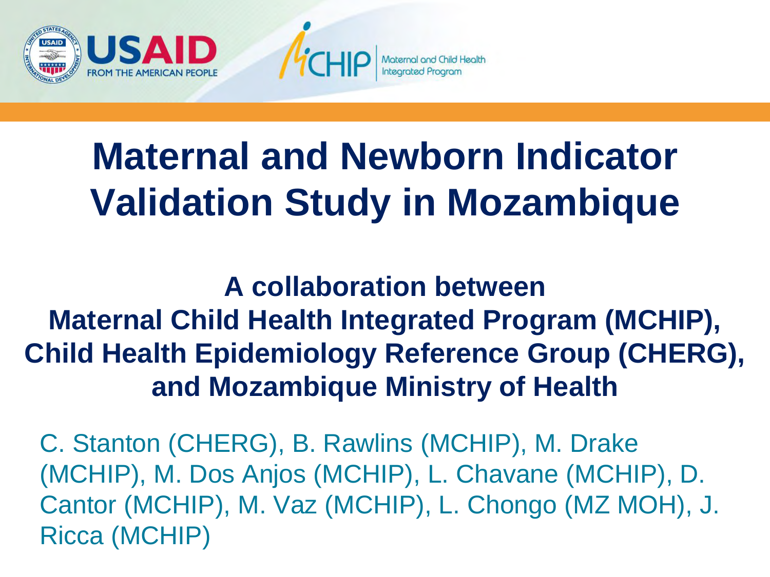# Maternal and Newborn Indicator Validation Study in Mozambique

**A collaboration between**
**Maternal Child Health Integrated Program (MCHIP), Child Health Epidemiology Reference Group (CHERG), and Mozambique Ministry of Health**

C. Stanton (CHERG), B. Rawlins (MCHIP), M. Drake (MCHIP), M. Dos Anjos (MCHIP), L. Chavane (MCHIP), D. Cantor (MCHIP), M. Vaz (MCHIP), L. Chongo (MZ MOH), J. Ricca (MCHIP)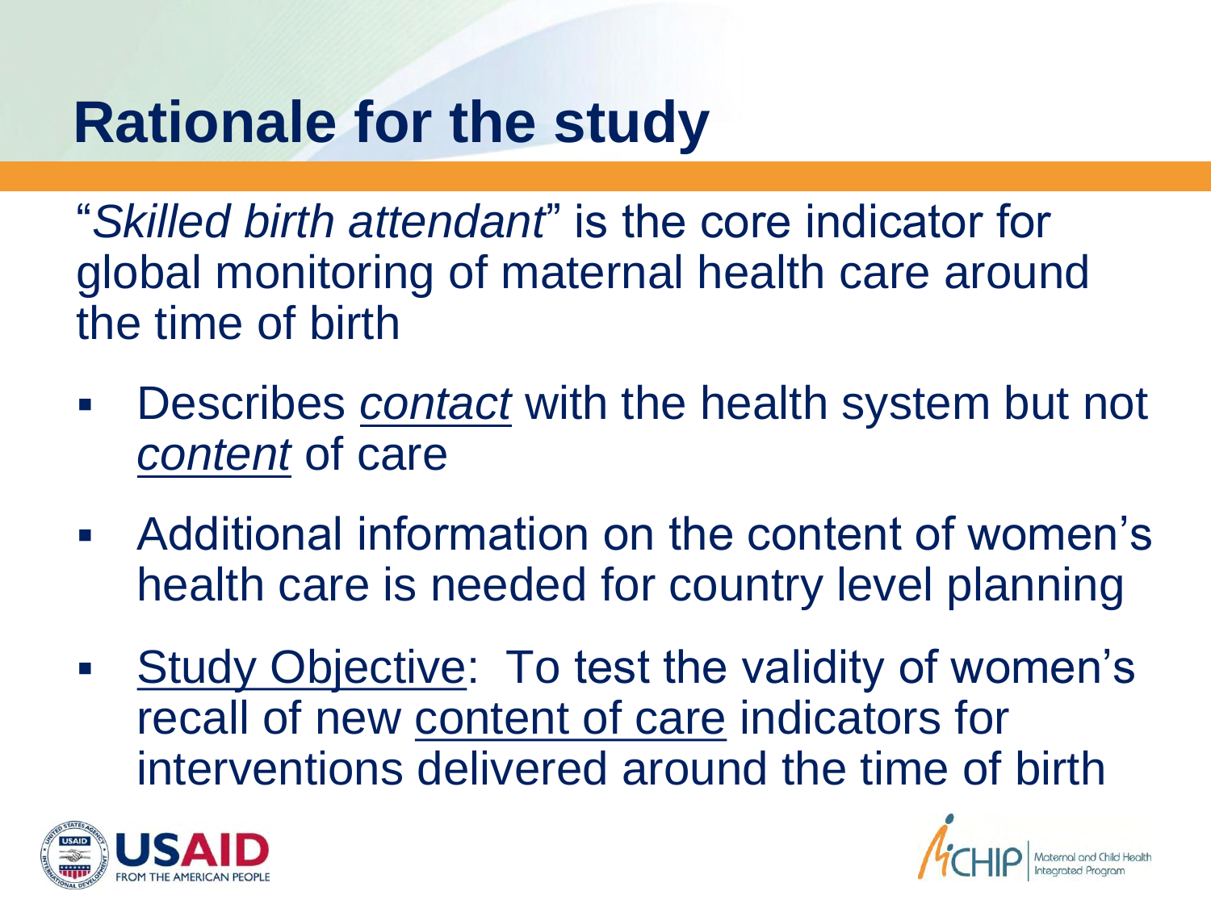# Rationale for the study

"*Skilled birth attendant*" is the core indicator for global monitoring of maternal health care around the time of birth

- Describes <u>*contact*</u> with the health system but not <u>*content*</u> of care
- Additional information on the content of women's health care is needed for country level planning
- <u>Study Objective</u>: To test the validity of women's recall of new <u>content of care</u> indicators for interventions delivered around the time of birth

USAID FROM THE AMERICAN PEOPLE

MCHIP Maternal and Child Health Integrated Program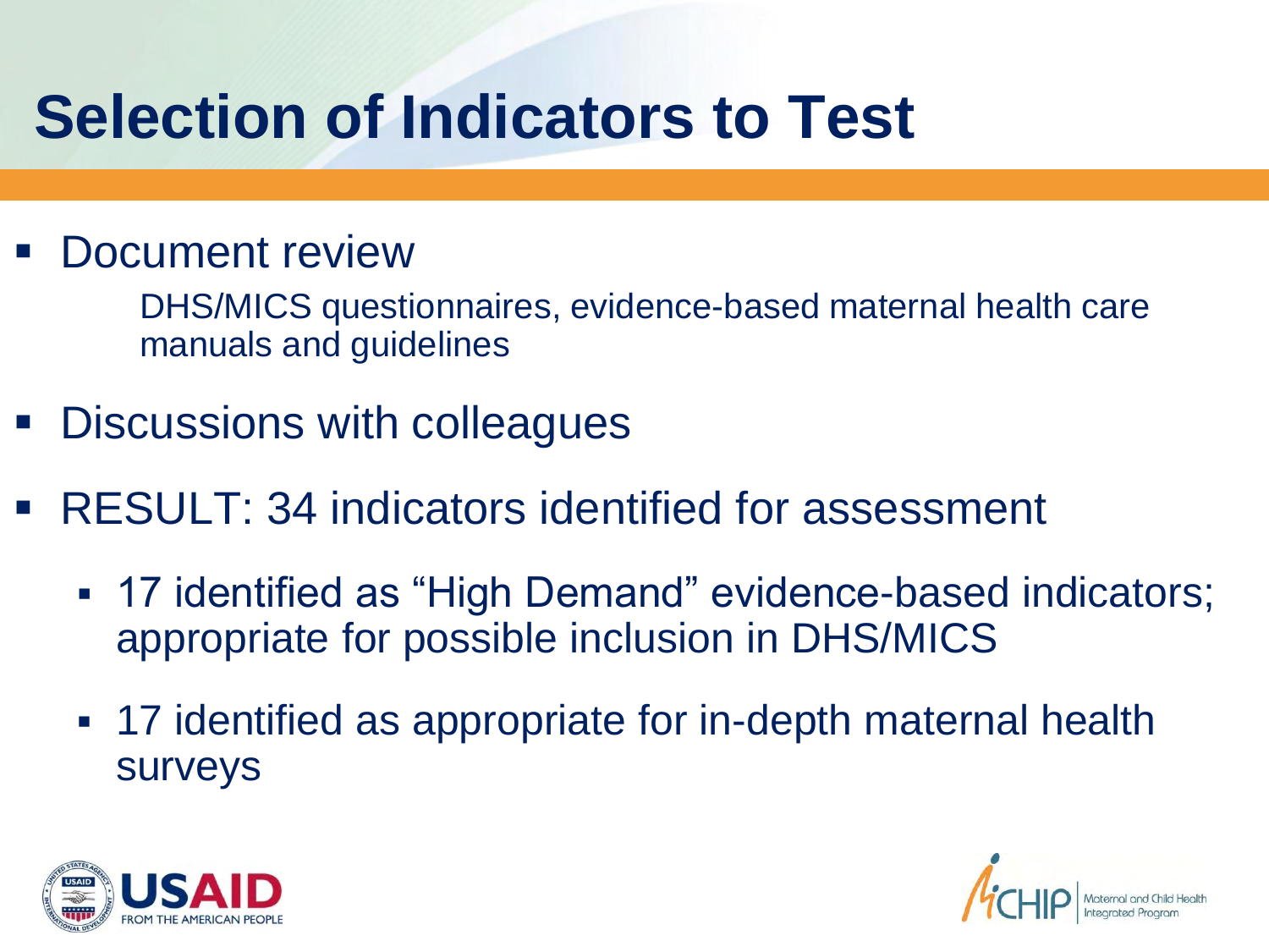# Selection of Indicators to Test

- Document review

  DHS/MICS questionnaires, evidence-based maternal health care manuals and guidelines

- Discussions with colleagues
- RESULT: 34 indicators identified for assessment
  - 17 identified as "High Demand" evidence-based indicators; appropriate for possible inclusion in DHS/MICS
  - 17 identified as appropriate for in-depth maternal health surveys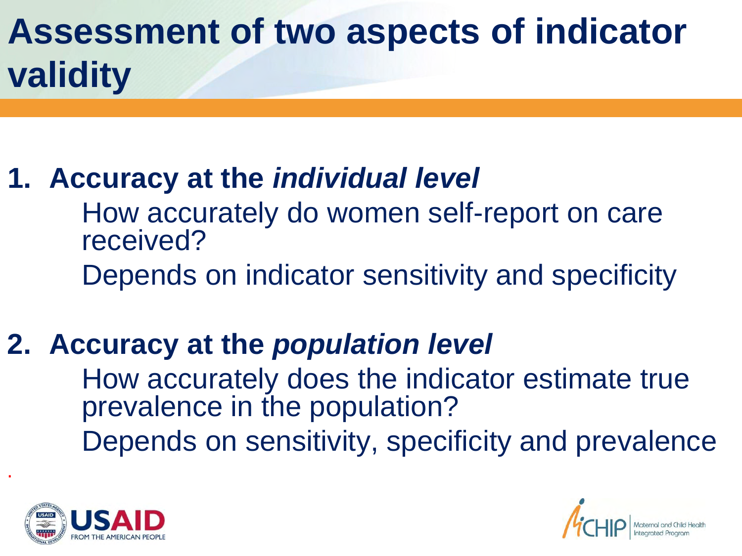# Assessment of two aspects of indicator validity

1. **Accuracy at the *individual level***

   How accurately do women self-report on care received?

   Depends on indicator sensitivity and specificity

2. **Accuracy at the *population level***

   How accurately does the indicator estimate true prevalence in the population?

   Depends on sensitivity, specificity and prevalence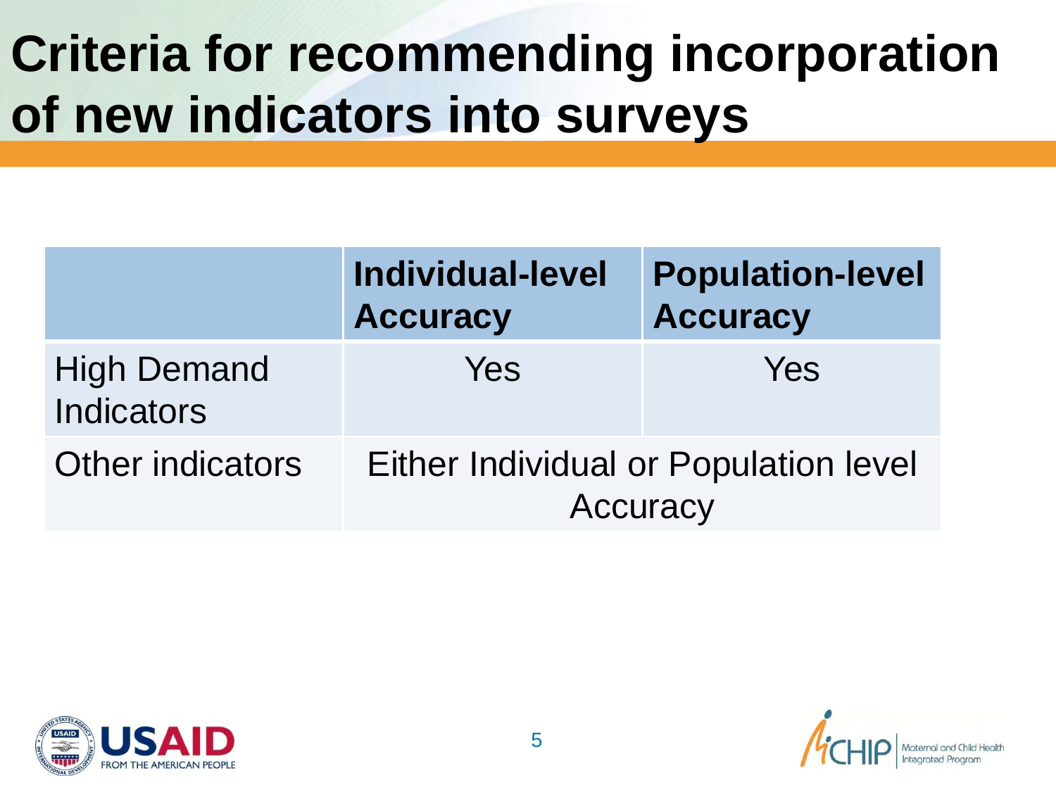# Criteria for recommending incorporation of new indicators into surveys

| | **Individual-level Accuracy** | **Population-level Accuracy** |
|---|---|---|
| High Demand Indicators | Yes | Yes |
| Other indicators | Either Individual or Population level Accuracy | |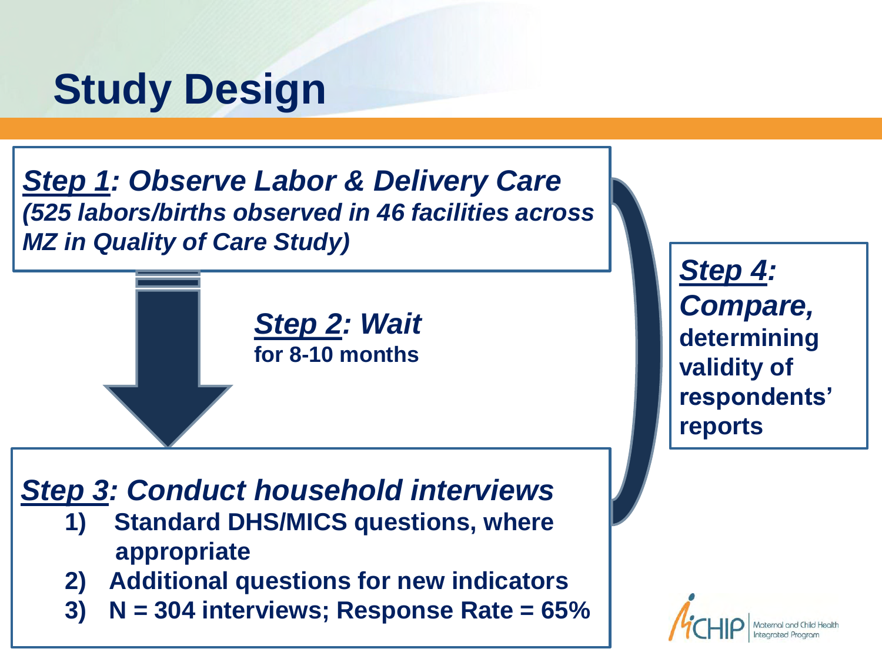# Study Design

***Step 1*: Observe Labor & Delivery Care**
***(525 labors/births observed in 46 facilities across MZ in Quality of Care Study)***

***Step 2*: Wait**
**for 8-10 months**

***Step 3*: Conduct household interviews**

1) **Standard DHS/MICS questions, where appropriate**
2) **Additional questions for new indicators**
3) **N = 304 interviews; Response Rate = 65%**

***Step 4*: Compare,** **determining validity of respondents' reports**

MCHIP Maternal and Child Health Integrated Program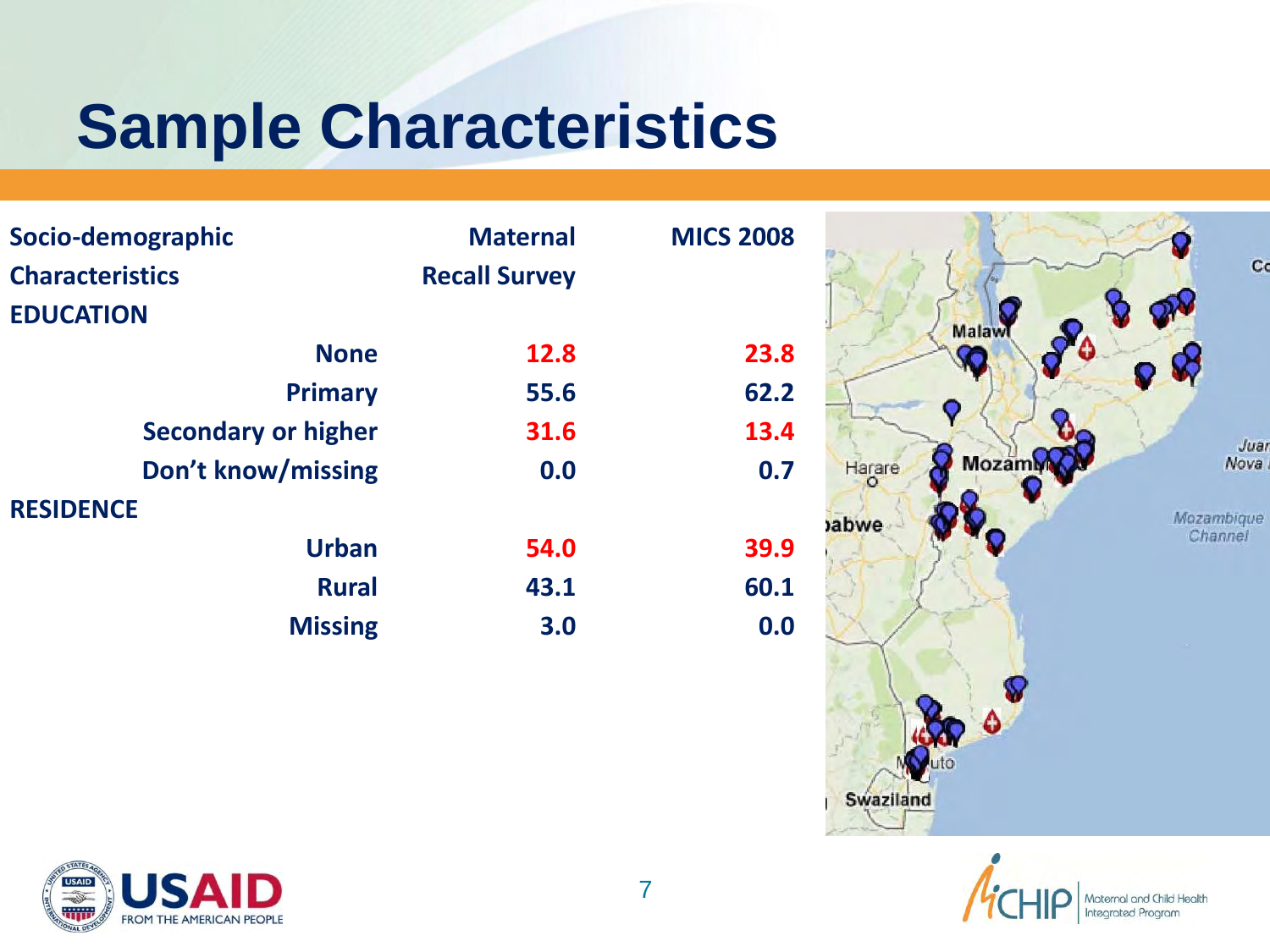# Sample Characteristics

| Socio-demographic Characteristics | Maternal Recall Survey | MICS 2008 |
|---|---|---|
| **EDUCATION** | | |
| None | 12.8 | 23.8 |
| Primary | 55.6 | 62.2 |
| Secondary or higher | 31.6 | 13.4 |
| Don't know/missing | 0.0 | 0.7 |
| **RESIDENCE** | | |
| Urban | 54.0 | 39.9 |
| Rural | 43.1 | 60.1 |
| Missing | 3.0 | 0.0 |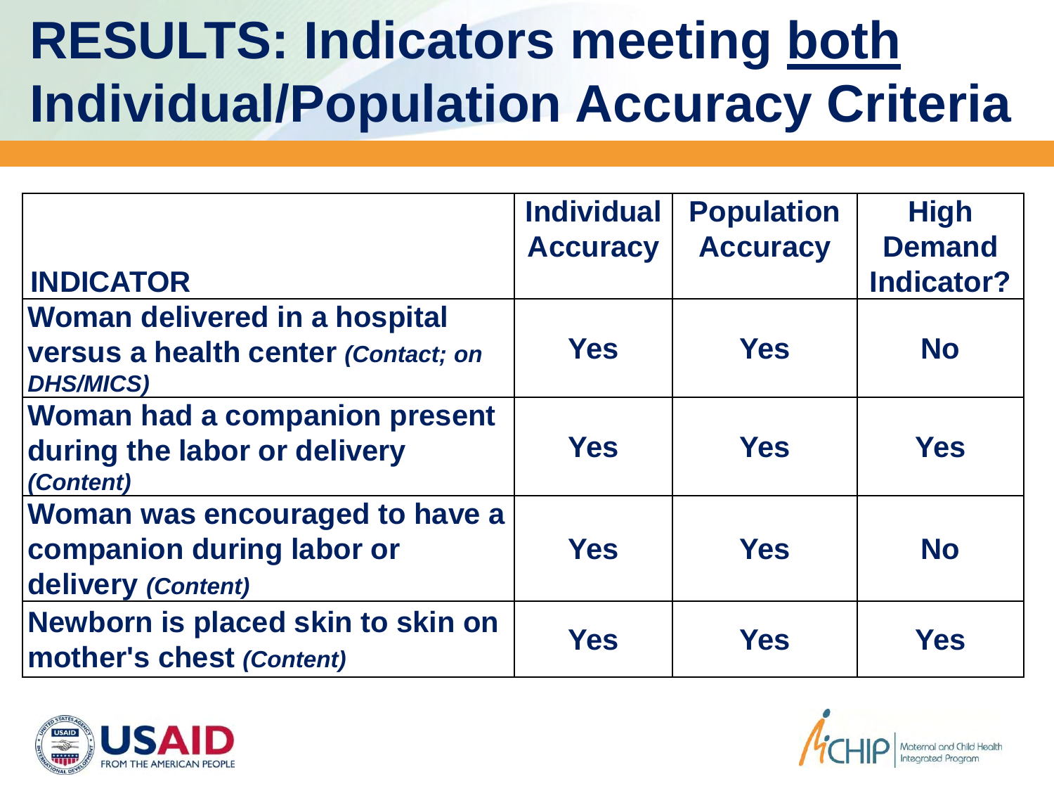# RESULTS: Indicators meeting both Individual/Population Accuracy Criteria

| INDICATOR | Individual Accuracy | Population Accuracy | High Demand Indicator? |
|---|---|---|---|
| **Woman delivered in a hospital versus a health center** ***(Contact; on DHS/MICS)*** | **Yes** | **Yes** | **No** |
| **Woman had a companion present during the labor or delivery** ***(Content)*** | **Yes** | **Yes** | **Yes** |
| **Woman was encouraged to have a companion during labor or delivery** ***(Content)*** | **Yes** | **Yes** | **No** |
| **Newborn is placed skin to skin on mother's chest** ***(Content)*** | **Yes** | **Yes** | **Yes** |

USAID FROM THE AMERICAN PEOPLE

MCHIP Maternal and Child Health Integrated Program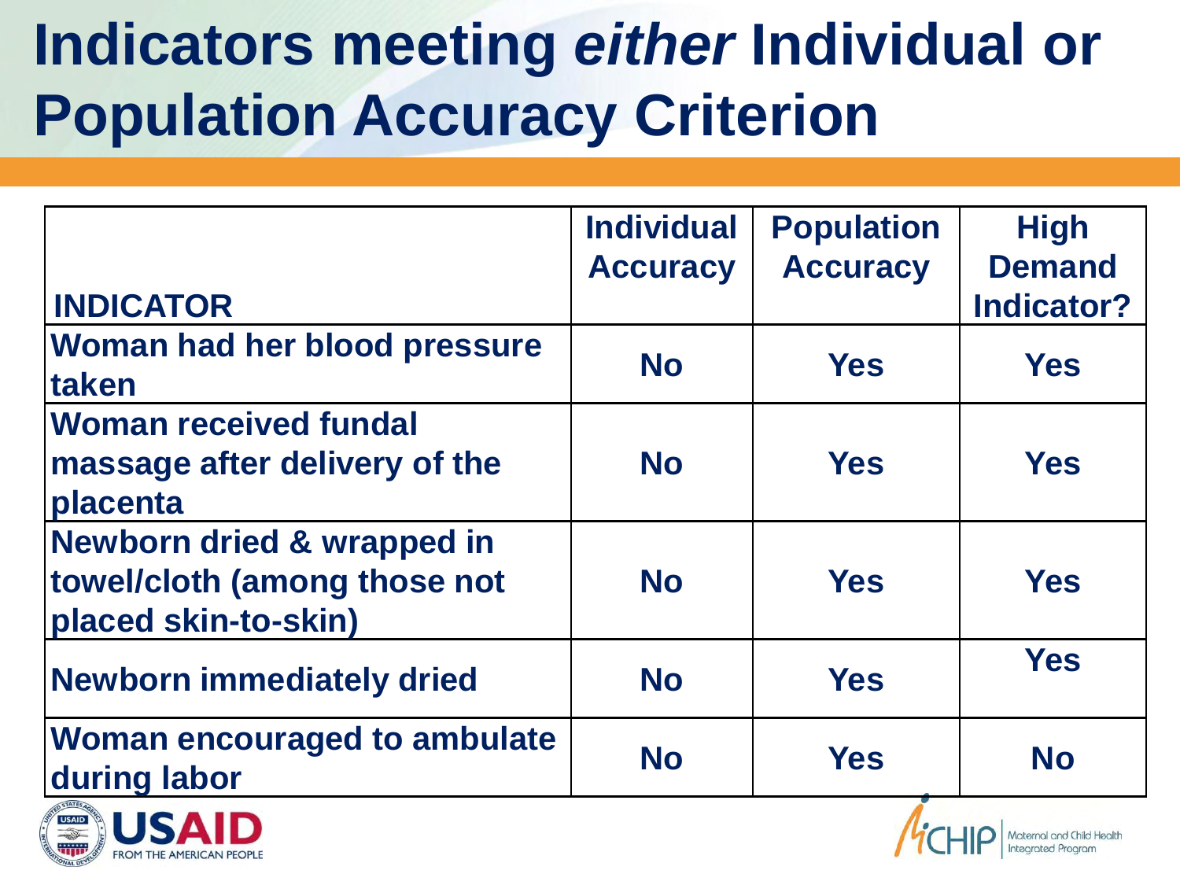# Indicators meeting *either* Individual or Population Accuracy Criterion

| INDICATOR | Individual Accuracy | Population Accuracy | High Demand Indicator? |
|---|---|---|---|
| Woman had her blood pressure taken | No | Yes | Yes |
| Woman received fundal massage after delivery of the placenta | No | Yes | Yes |
| Newborn dried & wrapped in towel/cloth (among those not placed skin-to-skin) | No | Yes | Yes |
| Newborn immediately dried | No | Yes | Yes |
| Woman encouraged to ambulate during labor | No | Yes | No |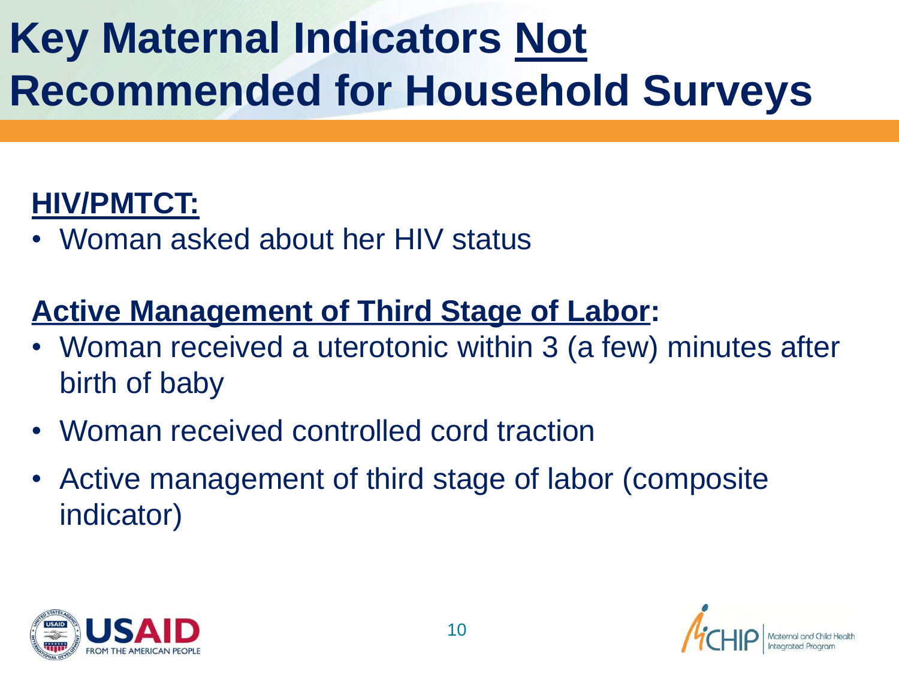# Key Maternal Indicators <u>Not</u> Recommended for Household Surveys

**<u>HIV/PMTCT:</u>**

- Woman asked about her HIV status

**<u>Active Management of Third Stage of Labor</u>:**

- Woman received a uterotonic within 3 (a few) minutes after birth of baby
- Woman received controlled cord traction
- Active management of third stage of labor (composite indicator)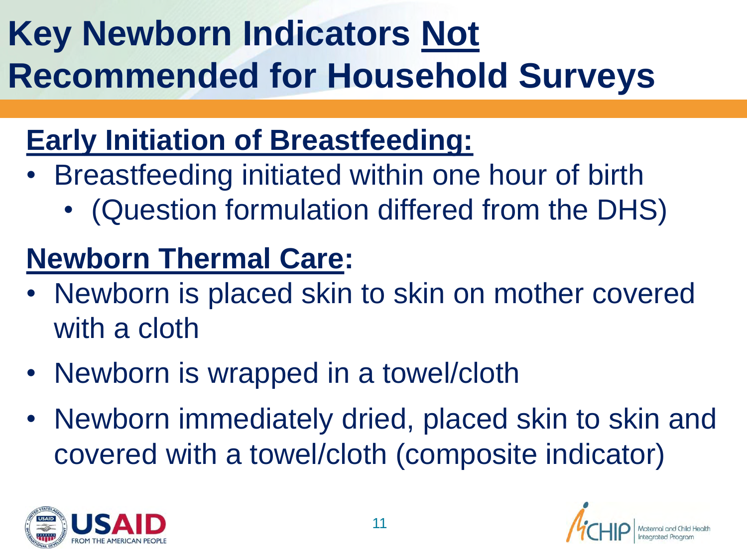# Key Newborn Indicators Not Recommended for Household Surveys

## Early Initiation of Breastfeeding:

- Breastfeeding initiated within one hour of birth
  - (Question formulation differed from the DHS)

## Newborn Thermal Care:

- Newborn is placed skin to skin on mother covered with a cloth
- Newborn is wrapped in a towel/cloth
- Newborn immediately dried, placed skin to skin and covered with a towel/cloth (composite indicator)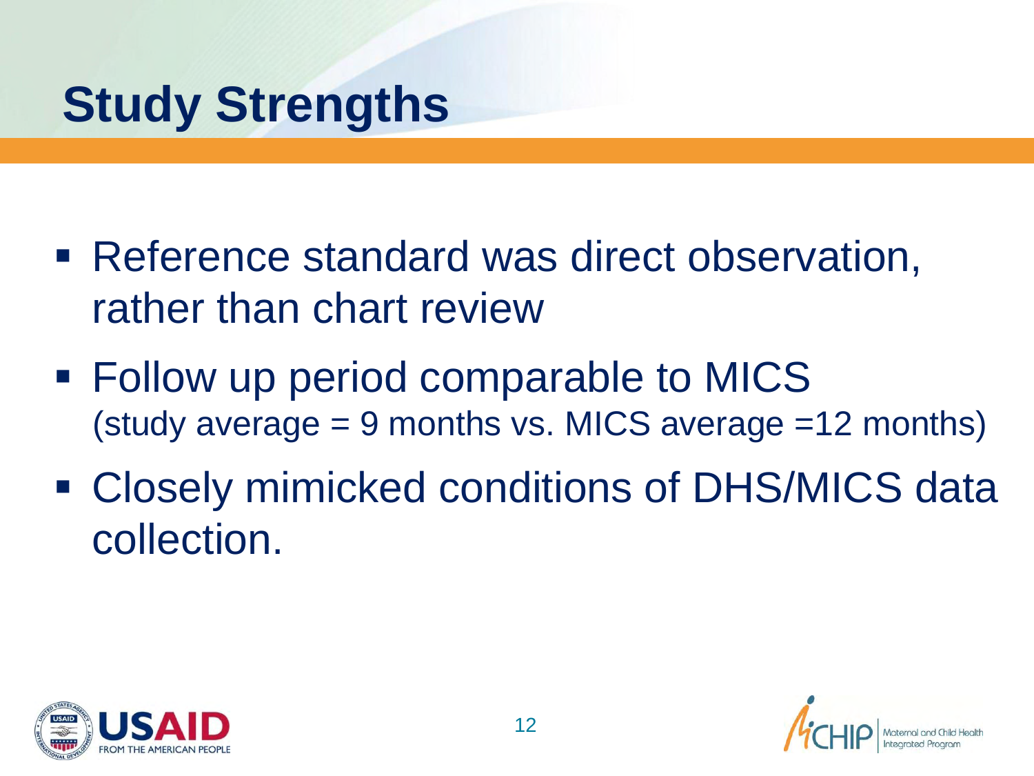# Study Strengths

- Reference standard was direct observation, rather than chart review
- Follow up period comparable to MICS (study average = 9 months vs. MICS average =12 months)
- Closely mimicked conditions of DHS/MICS data collection.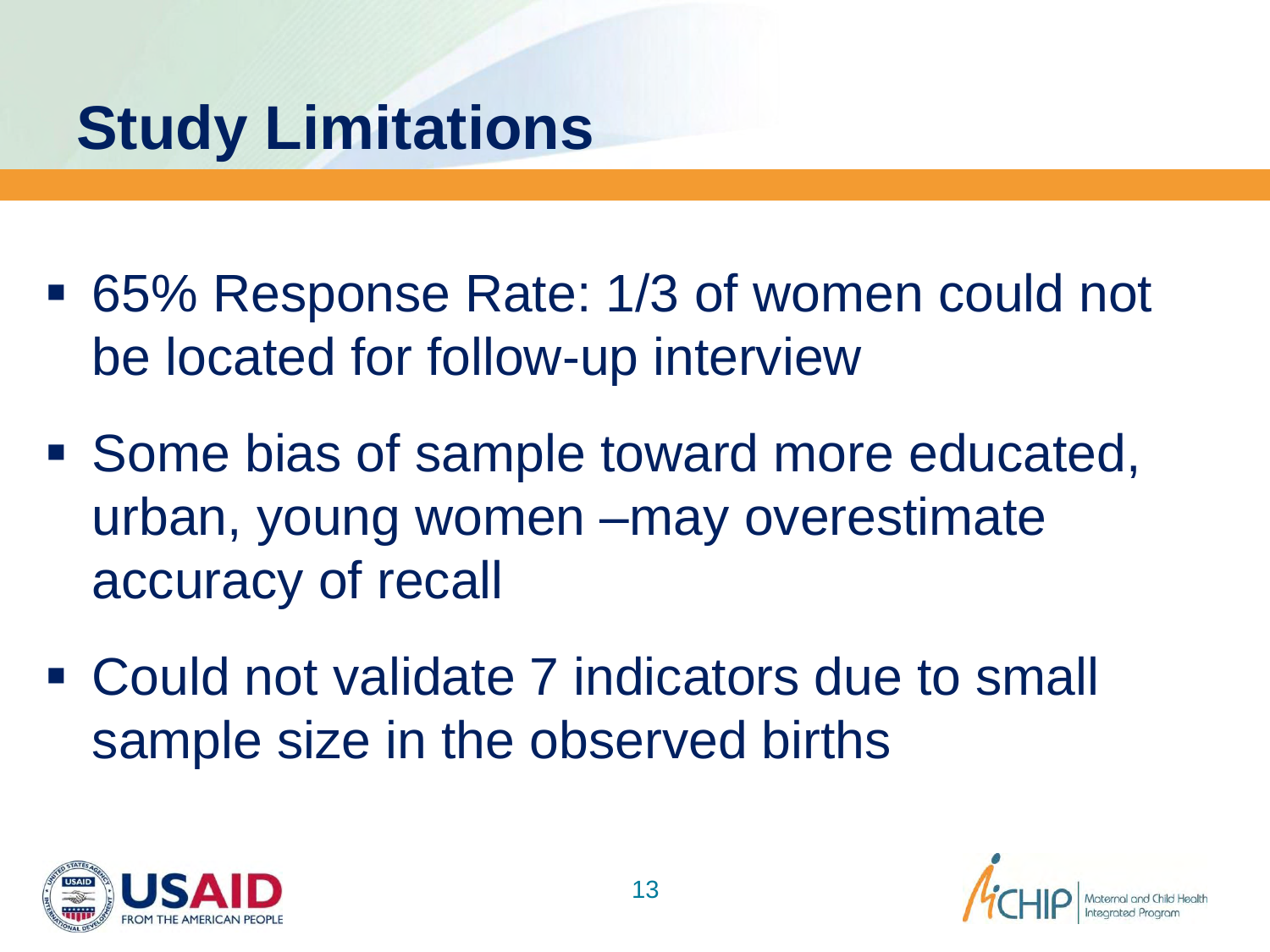# Study Limitations

- 65% Response Rate: 1/3 of women could not be located for follow-up interview
- Some bias of sample toward more educated, urban, young women –may overestimate accuracy of recall
- Could not validate 7 indicators due to small sample size in the observed births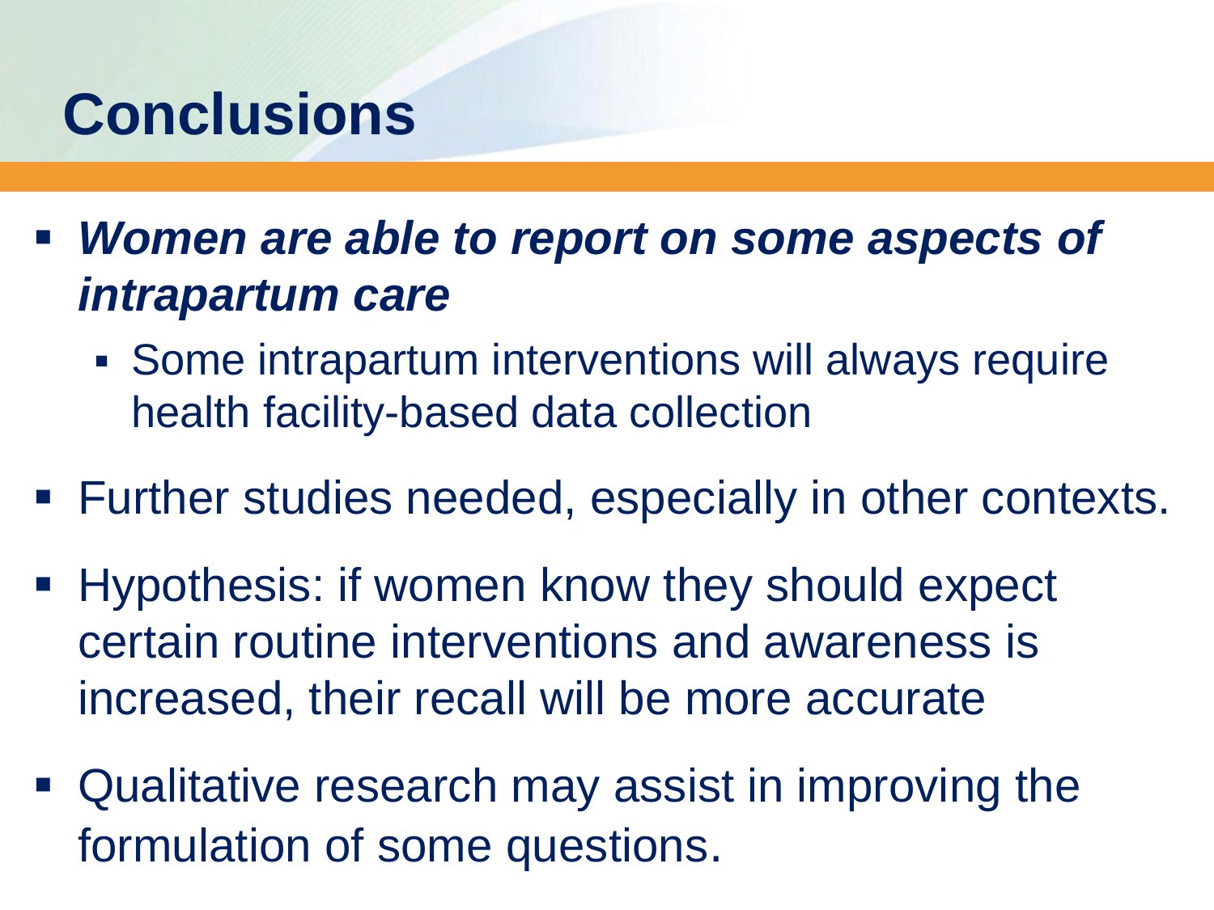# Conclusions

- ***Women are able to report on some aspects of intrapartum care***
  - Some intrapartum interventions will always require health facility-based data collection
- Further studies needed, especially in other contexts.
- Hypothesis: if women know they should expect certain routine interventions and awareness is increased, their recall will be more accurate
- Qualitative research may assist in improving the formulation of some questions.